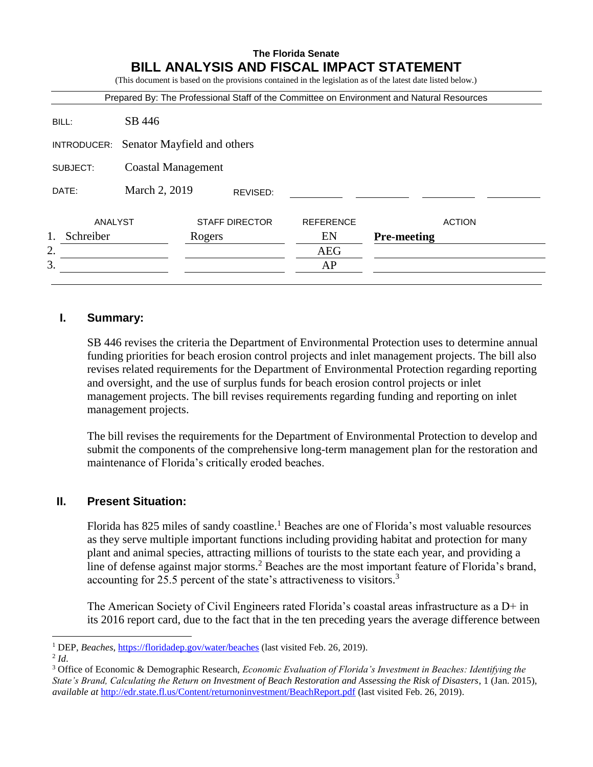# The Florida Senate
## BILL ANALYSIS AND FISCAL IMPACT STATEMENT

(This document is based on the provisions contained in the legislation as of the latest date listed below.)

Prepared By: The Professional Staff of the Committee on Environment and Natural Resources

| | |
|---|---|
| BILL: | SB 446 |
| INTRODUCER: | Senator Mayfield and others |
| SUBJECT: | Coastal Management |
| DATE: | March 2, 2019 REVISED: |

| | ANALYST | STAFF DIRECTOR | REFERENCE | ACTION |
|---|---|---|---|---|
| 1. | Schreiber | Rogers | EN | **Pre-meeting** |
| 2. | | | AEG | |
| 3. | | | AP | |

## I. Summary:

SB 446 revises the criteria the Department of Environmental Protection uses to determine annual funding priorities for beach erosion control projects and inlet management projects. The bill also revises related requirements for the Department of Environmental Protection regarding reporting and oversight, and the use of surplus funds for beach erosion control projects or inlet management projects. The bill revises requirements regarding funding and reporting on inlet management projects.

The bill revises the requirements for the Department of Environmental Protection to develop and submit the components of the comprehensive long-term management plan for the restoration and maintenance of Florida's critically eroded beaches.

## II. Present Situation:

Florida has 825 miles of sandy coastline.[1] Beaches are one of Florida's most valuable resources as they serve multiple important functions including providing habitat and protection for many plant and animal species, attracting millions of tourists to the state each year, and providing a line of defense against major storms.[2] Beaches are the most important feature of Florida's brand, accounting for 25.5 percent of the state's attractiveness to visitors.[3]

The American Society of Civil Engineers rated Florida's coastal areas infrastructure as a D+ in its 2016 report card, due to the fact that in the ten preceding years the average difference between

---

[1] DEP, *Beaches*, https://floridadep.gov/water/beaches (last visited Feb. 26, 2019).

[2] *Id.*

[3] Office of Economic & Demographic Research, *Economic Evaluation of Florida's Investment in Beaches: Identifying the State's Brand, Calculating the Return on Investment of Beach Restoration and Assessing the Risk of Disasters*, 1 (Jan. 2015), *available at* http://edr.state.fl.us/Content/returnoninvestment/BeachReport.pdf (last visited Feb. 26, 2019).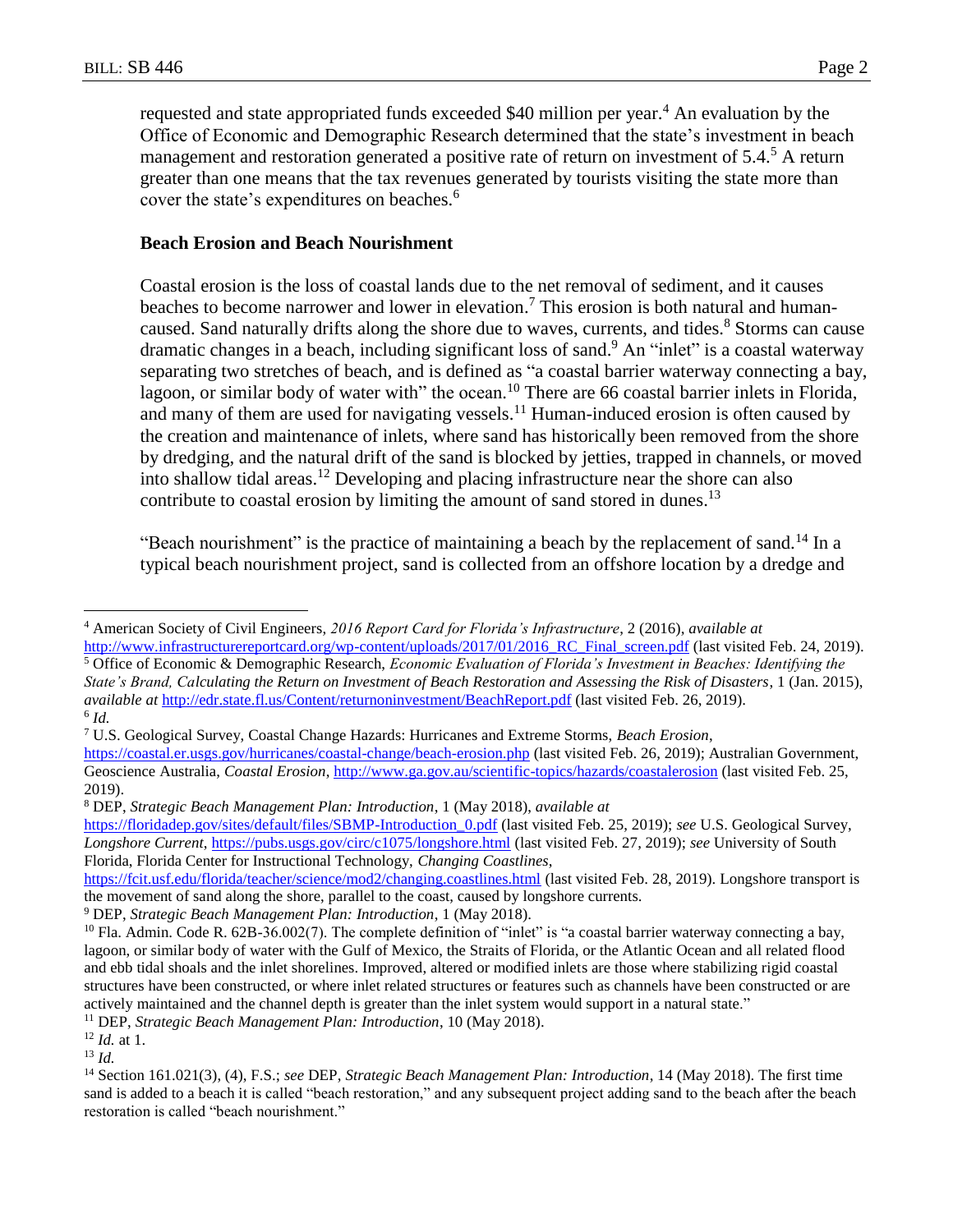requested and state appropriated funds exceeded $40 million per year.[4] An evaluation by the Office of Economic and Demographic Research determined that the state's investment in beach management and restoration generated a positive rate of return on investment of 5.4.[5] A return greater than one means that the tax revenues generated by tourists visiting the state more than cover the state's expenditures on beaches.[6]

**Beach Erosion and Beach Nourishment**

Coastal erosion is the loss of coastal lands due to the net removal of sediment, and it causes beaches to become narrower and lower in elevation.[7] This erosion is both natural and human-caused. Sand naturally drifts along the shore due to waves, currents, and tides.[8] Storms can cause dramatic changes in a beach, including significant loss of sand.[9] An "inlet" is a coastal waterway separating two stretches of beach, and is defined as "a coastal barrier waterway connecting a bay, lagoon, or similar body of water with" the ocean.[10] There are 66 coastal barrier inlets in Florida, and many of them are used for navigating vessels.[11] Human-induced erosion is often caused by the creation and maintenance of inlets, where sand has historically been removed from the shore by dredging, and the natural drift of the sand is blocked by jetties, trapped in channels, or moved into shallow tidal areas.[12] Developing and placing infrastructure near the shore can also contribute to coastal erosion by limiting the amount of sand stored in dunes.[13]

"Beach nourishment" is the practice of maintaining a beach by the replacement of sand.[14] In a typical beach nourishment project, sand is collected from an offshore location by a dredge and

---

[4] American Society of Civil Engineers, *2016 Report Card for Florida's Infrastructure*, 2 (2016), *available at* http://www.infrastructurereportcard.org/wp-content/uploads/2017/01/2016_RC_Final_screen.pdf (last visited Feb. 24, 2019).

[5] Office of Economic & Demographic Research, *Economic Evaluation of Florida's Investment in Beaches: Identifying the State's Brand, Calculating the Return on Investment of Beach Restoration and Assessing the Risk of Disasters*, 1 (Jan. 2015), *available at* http://edr.state.fl.us/Content/returnoninvestment/BeachReport.pdf (last visited Feb. 26, 2019).

[6] *Id.*

[7] U.S. Geological Survey, Coastal Change Hazards: Hurricanes and Extreme Storms, *Beach Erosion*, https://coastal.er.usgs.gov/hurricanes/coastal-change/beach-erosion.php (last visited Feb. 26, 2019); Australian Government, Geoscience Australia, *Coastal Erosion*, http://www.ga.gov.au/scientific-topics/hazards/coastalerosion (last visited Feb. 25, 2019).

[8] DEP, *Strategic Beach Management Plan: Introduction*, 1 (May 2018), *available at* https://floridadep.gov/sites/default/files/SBMP-Introduction_0.pdf (last visited Feb. 25, 2019); *see* U.S. Geological Survey, *Longshore Current*, https://pubs.usgs.gov/circ/c1075/longshore.html (last visited Feb. 27, 2019); *see* University of South Florida, Florida Center for Instructional Technology, *Changing Coastlines*, https://fcit.usf.edu/florida/teacher/science/mod2/changing.coastlines.html (last visited Feb. 28, 2019). Longshore transport is the movement of sand along the shore, parallel to the coast, caused by longshore currents.

[9] DEP, *Strategic Beach Management Plan: Introduction*, 1 (May 2018).

[10] Fla. Admin. Code R. 62B-36.002(7). The complete definition of "inlet" is "a coastal barrier waterway connecting a bay, lagoon, or similar body of water with the Gulf of Mexico, the Straits of Florida, or the Atlantic Ocean and all related flood and ebb tidal shoals and the inlet shorelines. Improved, altered or modified inlets are those where stabilizing rigid coastal structures have been constructed, or where inlet related structures or features such as channels have been constructed or are actively maintained and the channel depth is greater than the inlet system would support in a natural state."

[11] DEP, *Strategic Beach Management Plan: Introduction*, 10 (May 2018).

[12] *Id.* at 1.

[13] *Id.*

[14] Section 161.021(3), (4), F.S.; *see* DEP, *Strategic Beach Management Plan: Introduction*, 14 (May 2018). The first time sand is added to a beach it is called "beach restoration," and any subsequent project adding sand to the beach after the beach restoration is called "beach nourishment."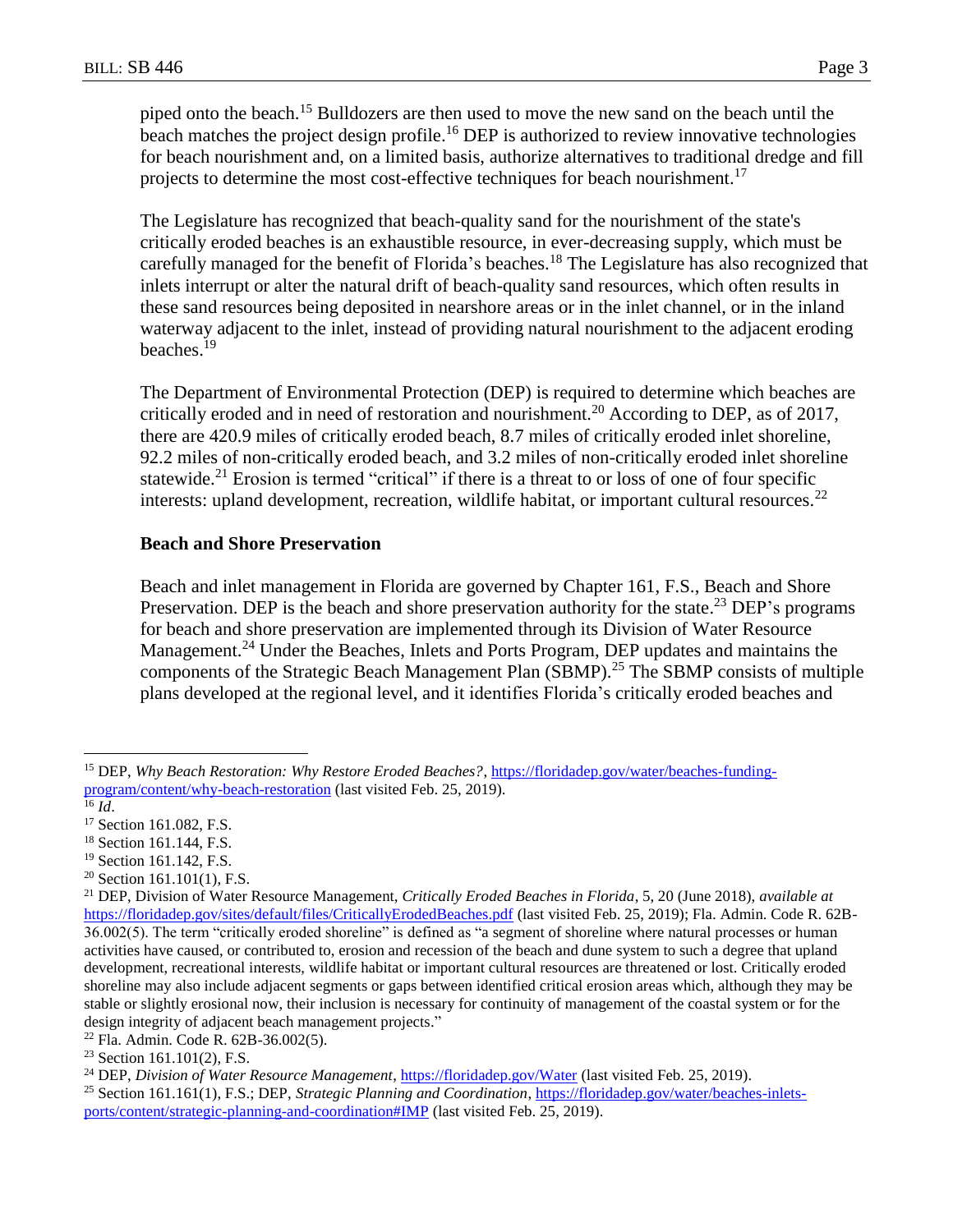piped onto the beach.[15] Bulldozers are then used to move the new sand on the beach until the beach matches the project design profile.[16] DEP is authorized to review innovative technologies for beach nourishment and, on a limited basis, authorize alternatives to traditional dredge and fill projects to determine the most cost-effective techniques for beach nourishment.[17]

The Legislature has recognized that beach-quality sand for the nourishment of the state's critically eroded beaches is an exhaustible resource, in ever-decreasing supply, which must be carefully managed for the benefit of Florida's beaches.[18] The Legislature has also recognized that inlets interrupt or alter the natural drift of beach-quality sand resources, which often results in these sand resources being deposited in nearshore areas or in the inlet channel, or in the inland waterway adjacent to the inlet, instead of providing natural nourishment to the adjacent eroding beaches.[19]

The Department of Environmental Protection (DEP) is required to determine which beaches are critically eroded and in need of restoration and nourishment.[20] According to DEP, as of 2017, there are 420.9 miles of critically eroded beach, 8.7 miles of critically eroded inlet shoreline, 92.2 miles of non-critically eroded beach, and 3.2 miles of non-critically eroded inlet shoreline statewide.[21] Erosion is termed "critical" if there is a threat to or loss of one of four specific interests: upland development, recreation, wildlife habitat, or important cultural resources.[22]

**Beach and Shore Preservation**

Beach and inlet management in Florida are governed by Chapter 161, F.S., Beach and Shore Preservation. DEP is the beach and shore preservation authority for the state.[23] DEP's programs for beach and shore preservation are implemented through its Division of Water Resource Management.[24] Under the Beaches, Inlets and Ports Program, DEP updates and maintains the components of the Strategic Beach Management Plan (SBMP).[25] The SBMP consists of multiple plans developed at the regional level, and it identifies Florida's critically eroded beaches and

---

[15] DEP, *Why Beach Restoration: Why Restore Eroded Beaches?*, https://floridadep.gov/water/beaches-funding-program/content/why-beach-restoration (last visited Feb. 25, 2019).

[16] *Id*.

[17] Section 161.082, F.S.

[18] Section 161.144, F.S.

[19] Section 161.142, F.S.

[20] Section 161.101(1), F.S.

[21] DEP, Division of Water Resource Management, *Critically Eroded Beaches in Florida*, 5, 20 (June 2018), *available at* https://floridadep.gov/sites/default/files/CriticallyErodedBeaches.pdf (last visited Feb. 25, 2019); Fla. Admin. Code R. 62B-36.002(5). The term "critically eroded shoreline" is defined as "a segment of shoreline where natural processes or human activities have caused, or contributed to, erosion and recession of the beach and dune system to such a degree that upland development, recreational interests, wildlife habitat or important cultural resources are threatened or lost. Critically eroded shoreline may also include adjacent segments or gaps between identified critical erosion areas which, although they may be stable or slightly erosional now, their inclusion is necessary for continuity of management of the coastal system or for the design integrity of adjacent beach management projects."

[22] Fla. Admin. Code R. 62B-36.002(5).

[23] Section 161.101(2), F.S.

[24] DEP, *Division of Water Resource Management*, https://floridadep.gov/Water (last visited Feb. 25, 2019).

[25] Section 161.161(1), F.S.; DEP, *Strategic Planning and Coordination*, https://floridadep.gov/water/beaches-inlets-ports/content/strategic-planning-and-coordination#IMP (last visited Feb. 25, 2019).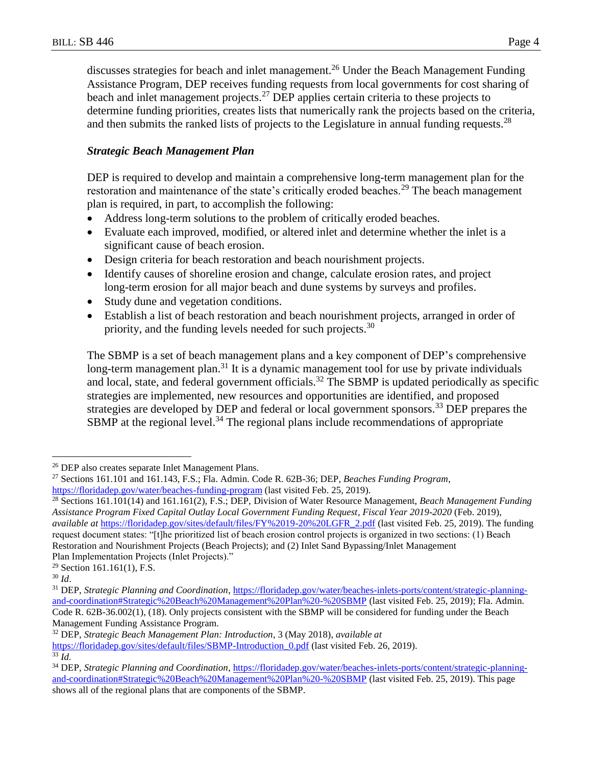discusses strategies for beach and inlet management.[26] Under the Beach Management Funding Assistance Program, DEP receives funding requests from local governments for cost sharing of beach and inlet management projects.[27] DEP applies certain criteria to these projects to determine funding priorities, creates lists that numerically rank the projects based on the criteria, and then submits the ranked lists of projects to the Legislature in annual funding requests.[28]

### *Strategic Beach Management Plan*

DEP is required to develop and maintain a comprehensive long-term management plan for the restoration and maintenance of the state's critically eroded beaches.[29] The beach management plan is required, in part, to accomplish the following:

- Address long-term solutions to the problem of critically eroded beaches.
- Evaluate each improved, modified, or altered inlet and determine whether the inlet is a significant cause of beach erosion.
- Design criteria for beach restoration and beach nourishment projects.
- Identify causes of shoreline erosion and change, calculate erosion rates, and project long-term erosion for all major beach and dune systems by surveys and profiles.
- Study dune and vegetation conditions.
- Establish a list of beach restoration and beach nourishment projects, arranged in order of priority, and the funding levels needed for such projects.[30]

The SBMP is a set of beach management plans and a key component of DEP's comprehensive long-term management plan.[31] It is a dynamic management tool for use by private individuals and local, state, and federal government officials.[32] The SBMP is updated periodically as specific strategies are implemented, new resources and opportunities are identified, and proposed strategies are developed by DEP and federal or local government sponsors.[33] DEP prepares the SBMP at the regional level.[34] The regional plans include recommendations of appropriate

---

[26] DEP also creates separate Inlet Management Plans.

[27] Sections 161.101 and 161.143, F.S.; Fla. Admin. Code R. 62B-36; DEP, *Beaches Funding Program*, https://floridadep.gov/water/beaches-funding-program (last visited Feb. 25, 2019).

[28] Sections 161.101(14) and 161.161(2), F.S.; DEP, Division of Water Resource Management, *Beach Management Funding Assistance Program Fixed Capital Outlay Local Government Funding Request*, *Fiscal Year 2019-2020* (Feb. 2019), *available at* https://floridadep.gov/sites/default/files/FY%2019-20%20LGFR_2.pdf (last visited Feb. 25, 2019). The funding request document states: "[t]he prioritized list of beach erosion control projects is organized in two sections: (1) Beach Restoration and Nourishment Projects (Beach Projects); and (2) Inlet Sand Bypassing/Inlet Management Plan Implementation Projects (Inlet Projects)."

[29] Section 161.161(1), F.S.

[30] *Id*.

[31] DEP, *Strategic Planning and Coordination*, https://floridadep.gov/water/beaches-inlets-ports/content/strategic-planning-and-coordination#Strategic%20Beach%20Management%20Plan%20-%20SBMP (last visited Feb. 25, 2019); Fla. Admin. Code R. 62B-36.002(1), (18). Only projects consistent with the SBMP will be considered for funding under the Beach Management Funding Assistance Program.

[32] DEP, *Strategic Beach Management Plan: Introduction*, 3 (May 2018), *available at* https://floridadep.gov/sites/default/files/SBMP-Introduction_0.pdf (last visited Feb. 26, 2019).

[33] *Id.*

[34] DEP, *Strategic Planning and Coordination*, https://floridadep.gov/water/beaches-inlets-ports/content/strategic-planning-and-coordination#Strategic%20Beach%20Management%20Plan%20-%20SBMP (last visited Feb. 25, 2019). This page shows all of the regional plans that are components of the SBMP.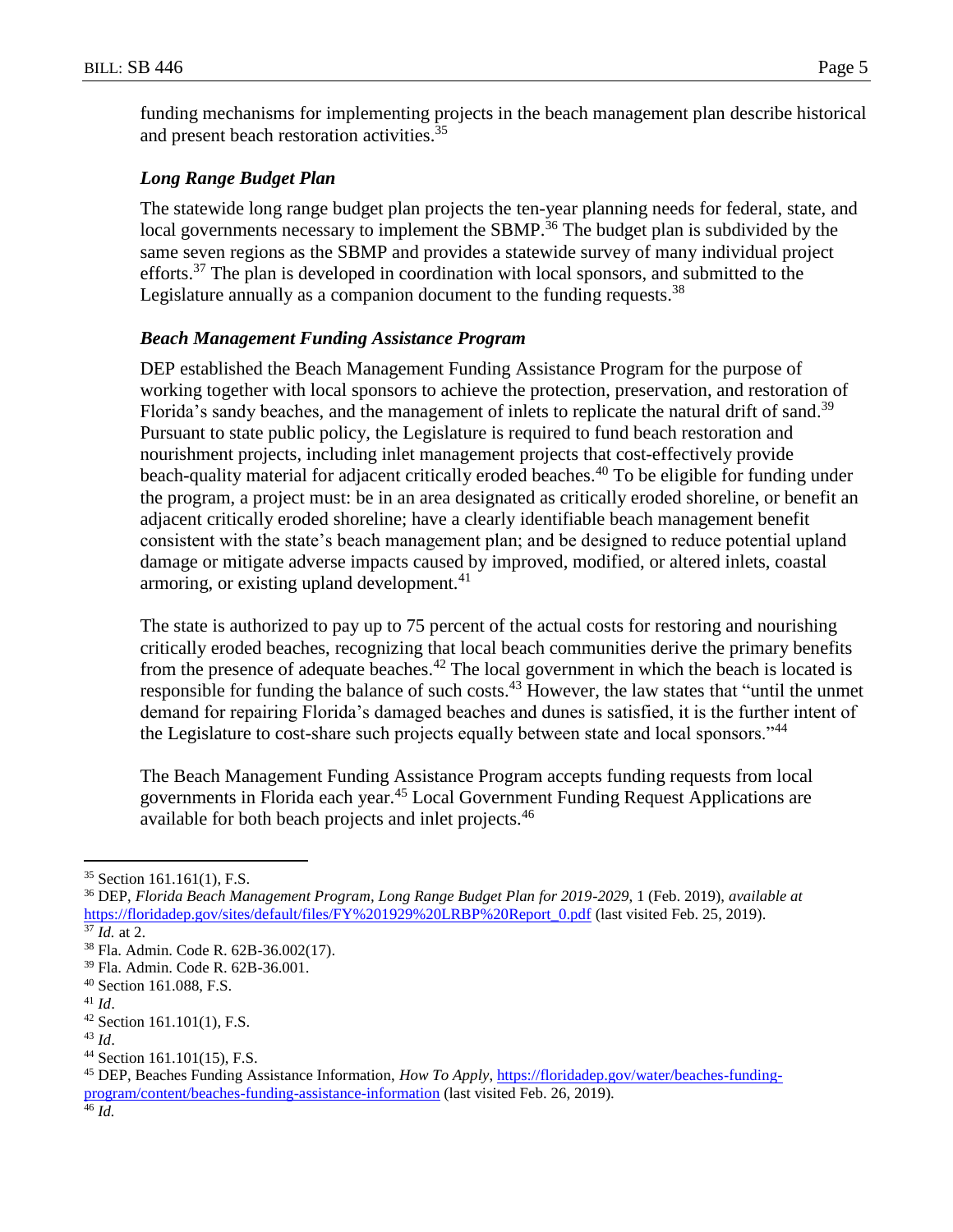funding mechanisms for implementing projects in the beach management plan describe historical and present beach restoration activities.[35]

### *Long Range Budget Plan*

The statewide long range budget plan projects the ten-year planning needs for federal, state, and local governments necessary to implement the SBMP.[36] The budget plan is subdivided by the same seven regions as the SBMP and provides a statewide survey of many individual project efforts.[37] The plan is developed in coordination with local sponsors, and submitted to the Legislature annually as a companion document to the funding requests.[38]

### *Beach Management Funding Assistance Program*

DEP established the Beach Management Funding Assistance Program for the purpose of working together with local sponsors to achieve the protection, preservation, and restoration of Florida's sandy beaches, and the management of inlets to replicate the natural drift of sand.[39] Pursuant to state public policy, the Legislature is required to fund beach restoration and nourishment projects, including inlet management projects that cost-effectively provide beach-quality material for adjacent critically eroded beaches.[40] To be eligible for funding under the program, a project must: be in an area designated as critically eroded shoreline, or benefit an adjacent critically eroded shoreline; have a clearly identifiable beach management benefit consistent with the state's beach management plan; and be designed to reduce potential upland damage or mitigate adverse impacts caused by improved, modified, or altered inlets, coastal armoring, or existing upland development.[41]

The state is authorized to pay up to 75 percent of the actual costs for restoring and nourishing critically eroded beaches, recognizing that local beach communities derive the primary benefits from the presence of adequate beaches.[42] The local government in which the beach is located is responsible for funding the balance of such costs.[43] However, the law states that "until the unmet demand for repairing Florida's damaged beaches and dunes is satisfied, it is the further intent of the Legislature to cost-share such projects equally between state and local sponsors."[44]

The Beach Management Funding Assistance Program accepts funding requests from local governments in Florida each year.[45] Local Government Funding Request Applications are available for both beach projects and inlet projects.[46]

---

[35] Section 161.161(1), F.S.

[36] DEP, *Florida Beach Management Program, Long Range Budget Plan for 2019-2029*, 1 (Feb. 2019), *available at* https://floridadep.gov/sites/default/files/FY%201929%20LRBP%20Report_0.pdf (last visited Feb. 25, 2019).

[37] *Id.* at 2.

[38] Fla. Admin. Code R. 62B-36.002(17).

[39] Fla. Admin. Code R. 62B-36.001.

[40] Section 161.088, F.S.

[41] *Id*.

[42] Section 161.101(1), F.S.

[43] *Id*.

[44] Section 161.101(15), F.S.

[45] DEP, Beaches Funding Assistance Information, *How To Apply*, https://floridadep.gov/water/beaches-funding-program/content/beaches-funding-assistance-information (last visited Feb. 26, 2019).

[46] *Id.*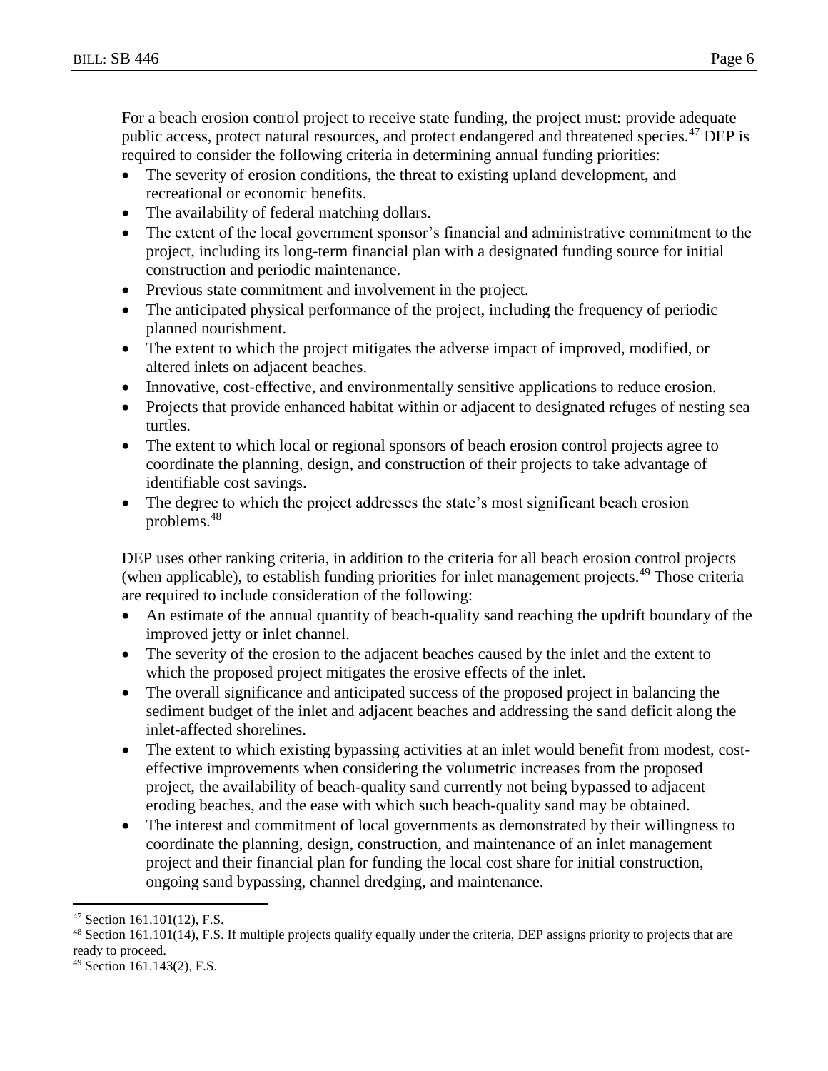For a beach erosion control project to receive state funding, the project must: provide adequate public access, protect natural resources, and protect endangered and threatened species.[47] DEP is required to consider the following criteria in determining annual funding priorities:

- The severity of erosion conditions, the threat to existing upland development, and recreational or economic benefits.
- The availability of federal matching dollars.
- The extent of the local government sponsor's financial and administrative commitment to the project, including its long-term financial plan with a designated funding source for initial construction and periodic maintenance.
- Previous state commitment and involvement in the project.
- The anticipated physical performance of the project, including the frequency of periodic planned nourishment.
- The extent to which the project mitigates the adverse impact of improved, modified, or altered inlets on adjacent beaches.
- Innovative, cost-effective, and environmentally sensitive applications to reduce erosion.
- Projects that provide enhanced habitat within or adjacent to designated refuges of nesting sea turtles.
- The extent to which local or regional sponsors of beach erosion control projects agree to coordinate the planning, design, and construction of their projects to take advantage of identifiable cost savings.
- The degree to which the project addresses the state's most significant beach erosion problems.[48]

DEP uses other ranking criteria, in addition to the criteria for all beach erosion control projects (when applicable), to establish funding priorities for inlet management projects.[49] Those criteria are required to include consideration of the following:

- An estimate of the annual quantity of beach-quality sand reaching the updrift boundary of the improved jetty or inlet channel.
- The severity of the erosion to the adjacent beaches caused by the inlet and the extent to which the proposed project mitigates the erosive effects of the inlet.
- The overall significance and anticipated success of the proposed project in balancing the sediment budget of the inlet and adjacent beaches and addressing the sand deficit along the inlet-affected shorelines.
- The extent to which existing bypassing activities at an inlet would benefit from modest, cost-effective improvements when considering the volumetric increases from the proposed project, the availability of beach-quality sand currently not being bypassed to adjacent eroding beaches, and the ease with which such beach-quality sand may be obtained.
- The interest and commitment of local governments as demonstrated by their willingness to coordinate the planning, design, construction, and maintenance of an inlet management project and their financial plan for funding the local cost share for initial construction, ongoing sand bypassing, channel dredging, and maintenance.

---

[47] Section 161.101(12), F.S.

[48] Section 161.101(14), F.S. If multiple projects qualify equally under the criteria, DEP assigns priority to projects that are ready to proceed.

[49] Section 161.143(2), F.S.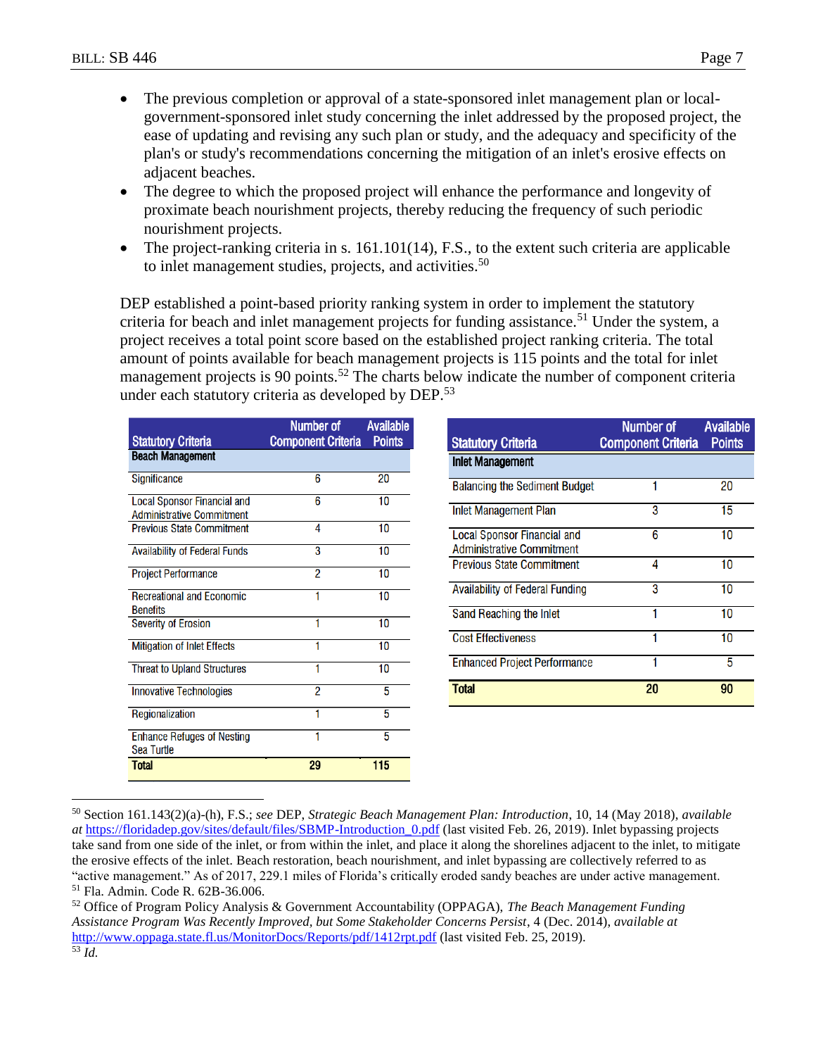- The previous completion or approval of a state-sponsored inlet management plan or local-government-sponsored inlet study concerning the inlet addressed by the proposed project, the ease of updating and revising any such plan or study, and the adequacy and specificity of the plan's or study's recommendations concerning the mitigation of an inlet's erosive effects on adjacent beaches.
- The degree to which the proposed project will enhance the performance and longevity of proximate beach nourishment projects, thereby reducing the frequency of such periodic nourishment projects.
- The project-ranking criteria in s. 161.101(14), F.S., to the extent such criteria are applicable to inlet management studies, projects, and activities.[50]

DEP established a point-based priority ranking system in order to implement the statutory criteria for beach and inlet management projects for funding assistance.[51] Under the system, a project receives a total point score based on the established project ranking criteria. The total amount of points available for beach management projects is 115 points and the total for inlet management projects is 90 points.[52] The charts below indicate the number of component criteria under each statutory criteria as developed by DEP.[53]

| Statutory Criteria | Number of Component Criteria | Available Points |
|---|---|---|
| **Beach Management** | | |
| Significance | 6 | 20 |
| Local Sponsor Financial and Administrative Commitment | 6 | 10 |
| Previous State Commitment | 4 | 10 |
| Availability of Federal Funds | 3 | 10 |
| Project Performance | 2 | 10 |
| Recreational and Economic Benefits | 1 | 10 |
| Severity of Erosion | 1 | 10 |
| Mitigation of Inlet Effects | 1 | 10 |
| Threat to Upland Structures | 1 | 10 |
| Innovative Technologies | 2 | 5 |
| Regionalization | 1 | 5 |
| Enhance Refuges of Nesting Sea Turtle | 1 | 5 |
| **Total** | **29** | **115** |

| Statutory Criteria | Number of Component Criteria | Available Points |
|---|---|---|
| **Inlet Management** | | |
| Balancing the Sediment Budget | 1 | 20 |
| Inlet Management Plan | 3 | 15 |
| Local Sponsor Financial and Administrative Commitment | 6 | 10 |
| Previous State Commitment | 4 | 10 |
| Availability of Federal Funding | 3 | 10 |
| Sand Reaching the Inlet | 1 | 10 |
| Cost Effectiveness | 1 | 10 |
| Enhanced Project Performance | 1 | 5 |
| **Total** | **20** | **90** |

---

[50] Section 161.143(2)(a)-(h), F.S.; *see* DEP, *Strategic Beach Management Plan: Introduction*, 10, 14 (May 2018), *available at* https://floridadep.gov/sites/default/files/SBMP-Introduction_0.pdf (last visited Feb. 26, 2019). Inlet bypassing projects take sand from one side of the inlet, or from within the inlet, and place it along the shorelines adjacent to the inlet, to mitigate the erosive effects of the inlet. Beach restoration, beach nourishment, and inlet bypassing are collectively referred to as "active management." As of 2017, 229.1 miles of Florida's critically eroded sandy beaches are under active management.

[51] Fla. Admin. Code R. 62B-36.006.

[52] Office of Program Policy Analysis & Government Accountability (OPPAGA), *The Beach Management Funding Assistance Program Was Recently Improved, but Some Stakeholder Concerns Persist*, 4 (Dec. 2014), *available at* http://www.oppaga.state.fl.us/MonitorDocs/Reports/pdf/1412rpt.pdf (last visited Feb. 25, 2019).

[53] *Id.*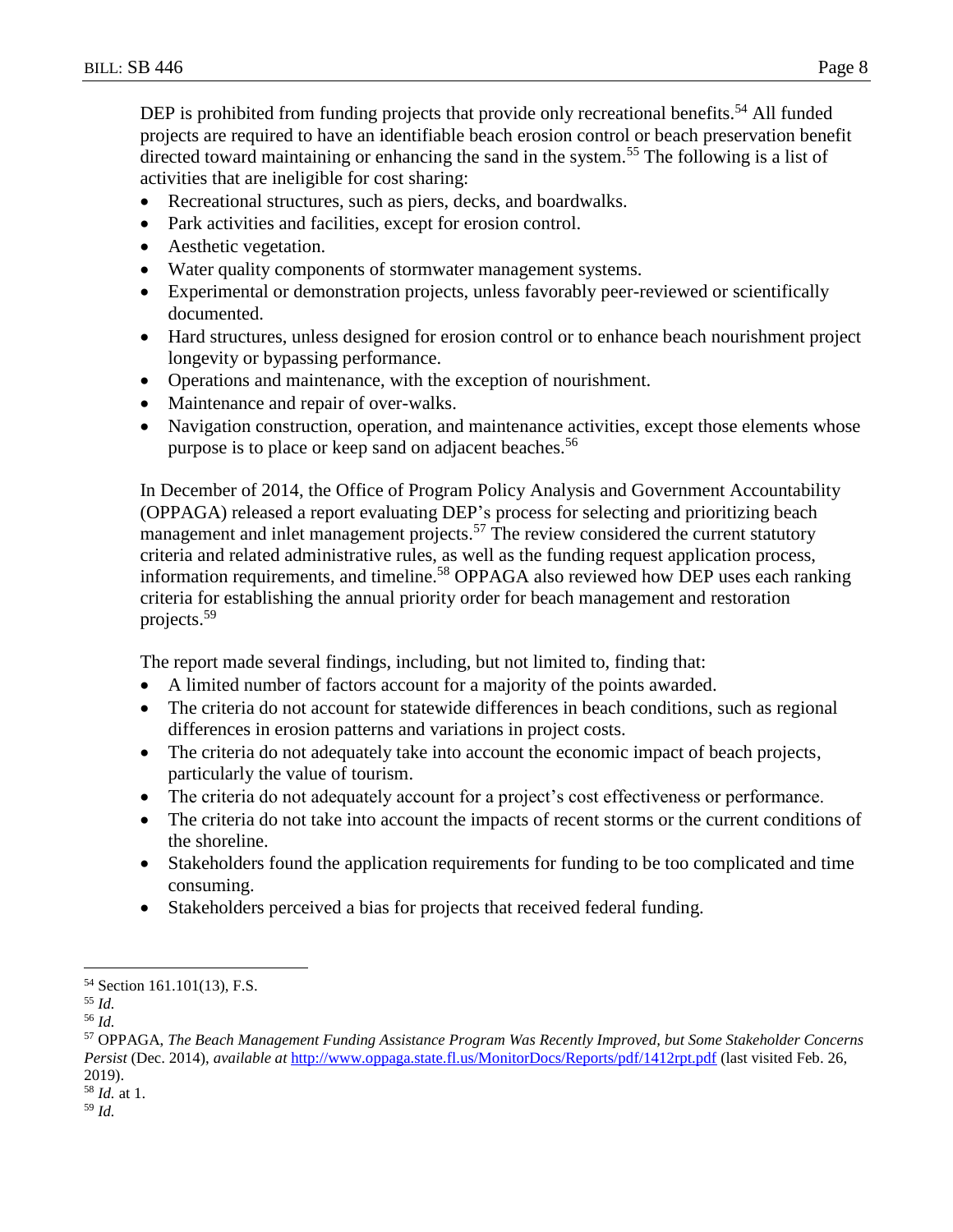DEP is prohibited from funding projects that provide only recreational benefits.[54] All funded projects are required to have an identifiable beach erosion control or beach preservation benefit directed toward maintaining or enhancing the sand in the system.[55] The following is a list of activities that are ineligible for cost sharing:

- Recreational structures, such as piers, decks, and boardwalks.
- Park activities and facilities, except for erosion control.
- Aesthetic vegetation.
- Water quality components of stormwater management systems.
- Experimental or demonstration projects, unless favorably peer-reviewed or scientifically documented.
- Hard structures, unless designed for erosion control or to enhance beach nourishment project longevity or bypassing performance.
- Operations and maintenance, with the exception of nourishment.
- Maintenance and repair of over-walks.
- Navigation construction, operation, and maintenance activities, except those elements whose purpose is to place or keep sand on adjacent beaches.[56]

In December of 2014, the Office of Program Policy Analysis and Government Accountability (OPPAGA) released a report evaluating DEP's process for selecting and prioritizing beach management and inlet management projects.[57] The review considered the current statutory criteria and related administrative rules, as well as the funding request application process, information requirements, and timeline.[58] OPPAGA also reviewed how DEP uses each ranking criteria for establishing the annual priority order for beach management and restoration projects.[59]

The report made several findings, including, but not limited to, finding that:

- A limited number of factors account for a majority of the points awarded.
- The criteria do not account for statewide differences in beach conditions, such as regional differences in erosion patterns and variations in project costs.
- The criteria do not adequately take into account the economic impact of beach projects, particularly the value of tourism.
- The criteria do not adequately account for a project's cost effectiveness or performance.
- The criteria do not take into account the impacts of recent storms or the current conditions of the shoreline.
- Stakeholders found the application requirements for funding to be too complicated and time consuming.
- Stakeholders perceived a bias for projects that received federal funding.

---

[54] Section 161.101(13), F.S.

[55] *Id.*

[56] *Id.*

[57] OPPAGA, *The Beach Management Funding Assistance Program Was Recently Improved, but Some Stakeholder Concerns Persist* (Dec. 2014), *available at* http://www.oppaga.state.fl.us/MonitorDocs/Reports/pdf/1412rpt.pdf (last visited Feb. 26, 2019).

[58] *Id.* at 1.

[59] *Id.*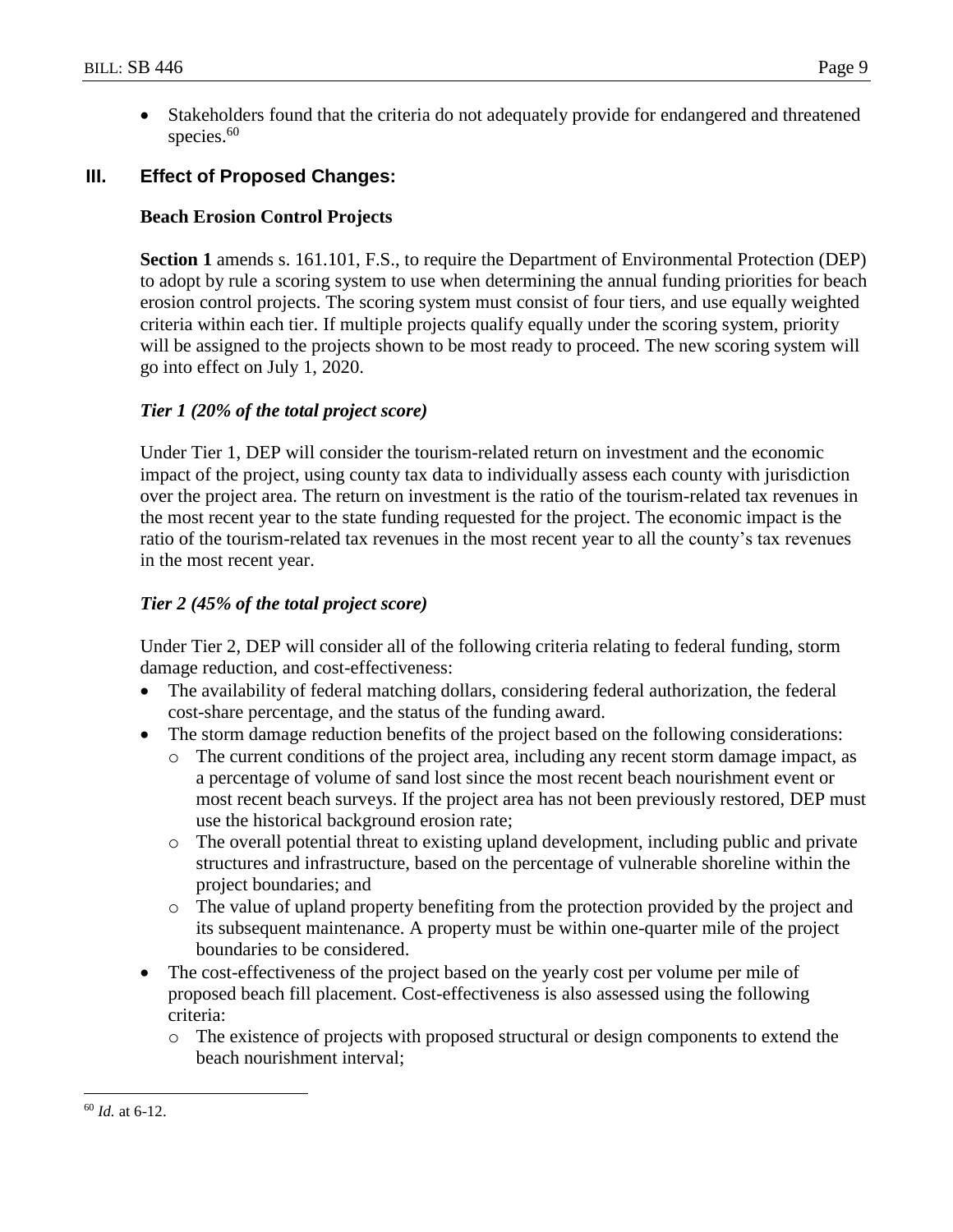- Stakeholders found that the criteria do not adequately provide for endangered and threatened species.[60]

## III. Effect of Proposed Changes:

### Beach Erosion Control Projects

**Section 1** amends s. 161.101, F.S., to require the Department of Environmental Protection (DEP) to adopt by rule a scoring system to use when determining the annual funding priorities for beach erosion control projects. The scoring system must consist of four tiers, and use equally weighted criteria within each tier. If multiple projects qualify equally under the scoring system, priority will be assigned to the projects shown to be most ready to proceed. The new scoring system will go into effect on July 1, 2020.

#### *Tier 1 (20% of the total project score)*

Under Tier 1, DEP will consider the tourism-related return on investment and the economic impact of the project, using county tax data to individually assess each county with jurisdiction over the project area. The return on investment is the ratio of the tourism-related tax revenues in the most recent year to the state funding requested for the project. The economic impact is the ratio of the tourism-related tax revenues in the most recent year to all the county's tax revenues in the most recent year.

#### *Tier 2 (45% of the total project score)*

Under Tier 2, DEP will consider all of the following criteria relating to federal funding, storm damage reduction, and cost-effectiveness:

- The availability of federal matching dollars, considering federal authorization, the federal cost-share percentage, and the status of the funding award.
- The storm damage reduction benefits of the project based on the following considerations:
  - The current conditions of the project area, including any recent storm damage impact, as a percentage of volume of sand lost since the most recent beach nourishment event or most recent beach surveys. If the project area has not been previously restored, DEP must use the historical background erosion rate;
  - The overall potential threat to existing upland development, including public and private structures and infrastructure, based on the percentage of vulnerable shoreline within the project boundaries; and
  - The value of upland property benefiting from the protection provided by the project and its subsequent maintenance. A property must be within one-quarter mile of the project boundaries to be considered.
- The cost-effectiveness of the project based on the yearly cost per volume per mile of proposed beach fill placement. Cost-effectiveness is also assessed using the following criteria:
  - The existence of projects with proposed structural or design components to extend the beach nourishment interval;

---

[60] *Id.* at 6-12.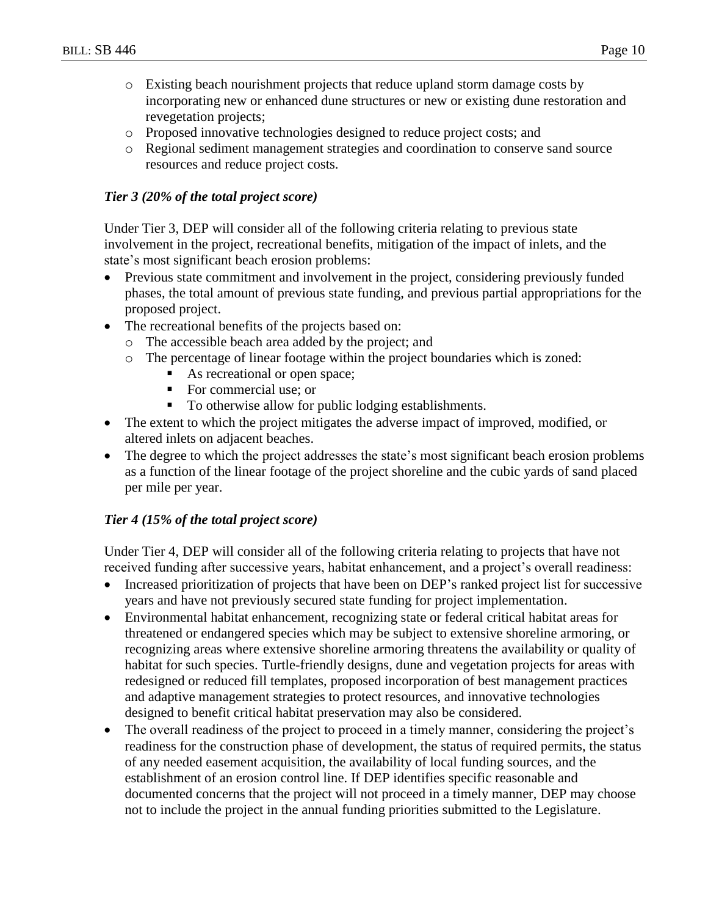- Existing beach nourishment projects that reduce upland storm damage costs by incorporating new or enhanced dune structures or new or existing dune restoration and revegetation projects;
  - Proposed innovative technologies designed to reduce project costs; and
  - Regional sediment management strategies and coordination to conserve sand source resources and reduce project costs.

*Tier 3 (20% of the total project score)*

Under Tier 3, DEP will consider all of the following criteria relating to previous state involvement in the project, recreational benefits, mitigation of the impact of inlets, and the state's most significant beach erosion problems:

- Previous state commitment and involvement in the project, considering previously funded phases, the total amount of previous state funding, and previous partial appropriations for the proposed project.
- The recreational benefits of the projects based on:
  - The accessible beach area added by the project; and
  - The percentage of linear footage within the project boundaries which is zoned:
    - As recreational or open space;
    - For commercial use; or
    - To otherwise allow for public lodging establishments.
- The extent to which the project mitigates the adverse impact of improved, modified, or altered inlets on adjacent beaches.
- The degree to which the project addresses the state's most significant beach erosion problems as a function of the linear footage of the project shoreline and the cubic yards of sand placed per mile per year.

*Tier 4 (15% of the total project score)*

Under Tier 4, DEP will consider all of the following criteria relating to projects that have not received funding after successive years, habitat enhancement, and a project's overall readiness:

- Increased prioritization of projects that have been on DEP's ranked project list for successive years and have not previously secured state funding for project implementation.
- Environmental habitat enhancement, recognizing state or federal critical habitat areas for threatened or endangered species which may be subject to extensive shoreline armoring, or recognizing areas where extensive shoreline armoring threatens the availability or quality of habitat for such species. Turtle-friendly designs, dune and vegetation projects for areas with redesigned or reduced fill templates, proposed incorporation of best management practices and adaptive management strategies to protect resources, and innovative technologies designed to benefit critical habitat preservation may also be considered.
- The overall readiness of the project to proceed in a timely manner, considering the project's readiness for the construction phase of development, the status of required permits, the status of any needed easement acquisition, the availability of local funding sources, and the establishment of an erosion control line. If DEP identifies specific reasonable and documented concerns that the project will not proceed in a timely manner, DEP may choose not to include the project in the annual funding priorities submitted to the Legislature.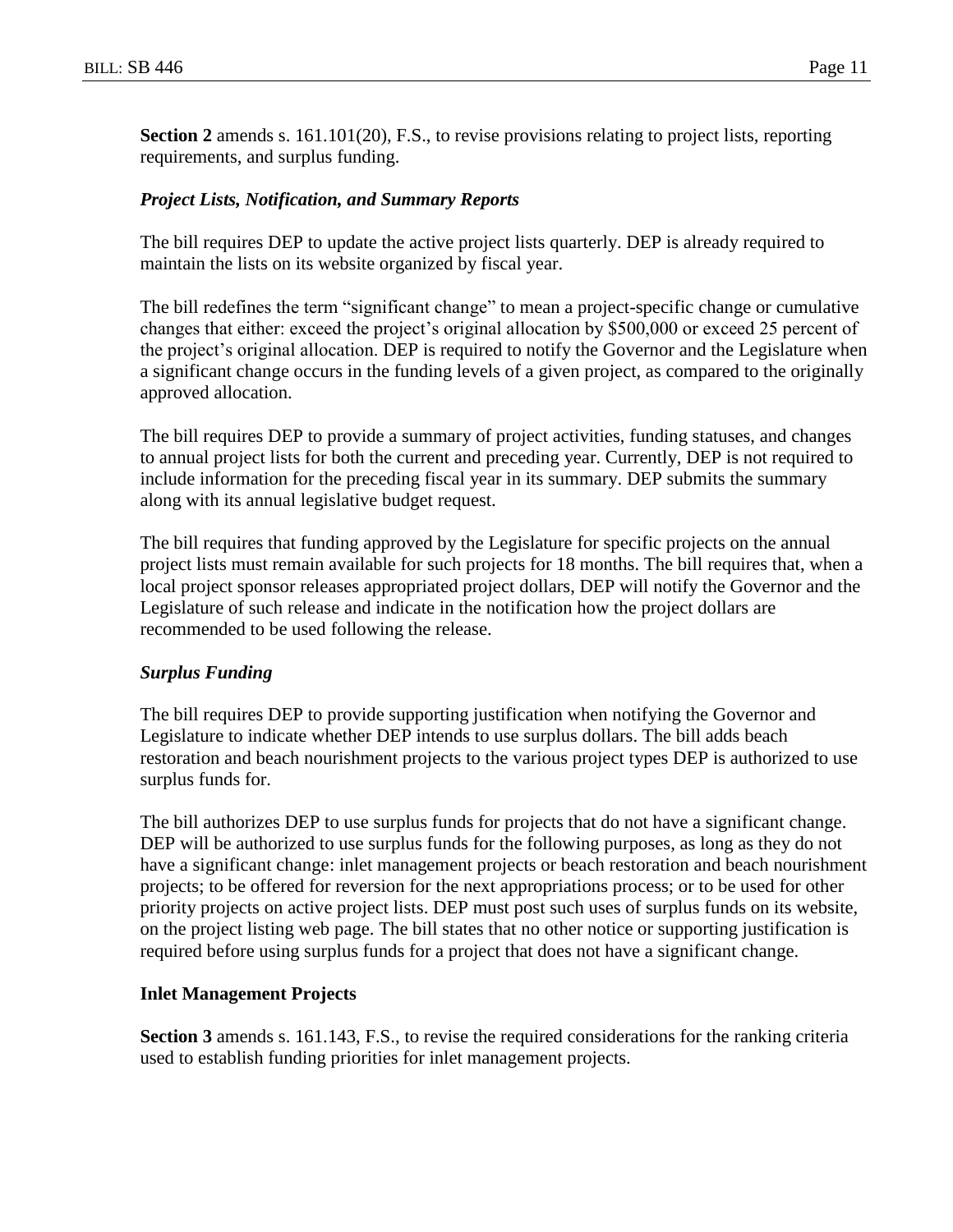**Section 2** amends s. 161.101(20), F.S., to revise provisions relating to project lists, reporting requirements, and surplus funding.

***Project Lists, Notification, and Summary Reports***

The bill requires DEP to update the active project lists quarterly. DEP is already required to maintain the lists on its website organized by fiscal year.

The bill redefines the term "significant change" to mean a project-specific change or cumulative changes that either: exceed the project's original allocation by $500,000 or exceed 25 percent of the project's original allocation. DEP is required to notify the Governor and the Legislature when a significant change occurs in the funding levels of a given project, as compared to the originally approved allocation.

The bill requires DEP to provide a summary of project activities, funding statuses, and changes to annual project lists for both the current and preceding year. Currently, DEP is not required to include information for the preceding fiscal year in its summary. DEP submits the summary along with its annual legislative budget request.

The bill requires that funding approved by the Legislature for specific projects on the annual project lists must remain available for such projects for 18 months. The bill requires that, when a local project sponsor releases appropriated project dollars, DEP will notify the Governor and the Legislature of such release and indicate in the notification how the project dollars are recommended to be used following the release.

***Surplus Funding***

The bill requires DEP to provide supporting justification when notifying the Governor and Legislature to indicate whether DEP intends to use surplus dollars. The bill adds beach restoration and beach nourishment projects to the various project types DEP is authorized to use surplus funds for.

The bill authorizes DEP to use surplus funds for projects that do not have a significant change. DEP will be authorized to use surplus funds for the following purposes, as long as they do not have a significant change: inlet management projects or beach restoration and beach nourishment projects; to be offered for reversion for the next appropriations process; or to be used for other priority projects on active project lists. DEP must post such uses of surplus funds on its website, on the project listing web page. The bill states that no other notice or supporting justification is required before using surplus funds for a project that does not have a significant change.

**Inlet Management Projects**

**Section 3** amends s. 161.143, F.S., to revise the required considerations for the ranking criteria used to establish funding priorities for inlet management projects.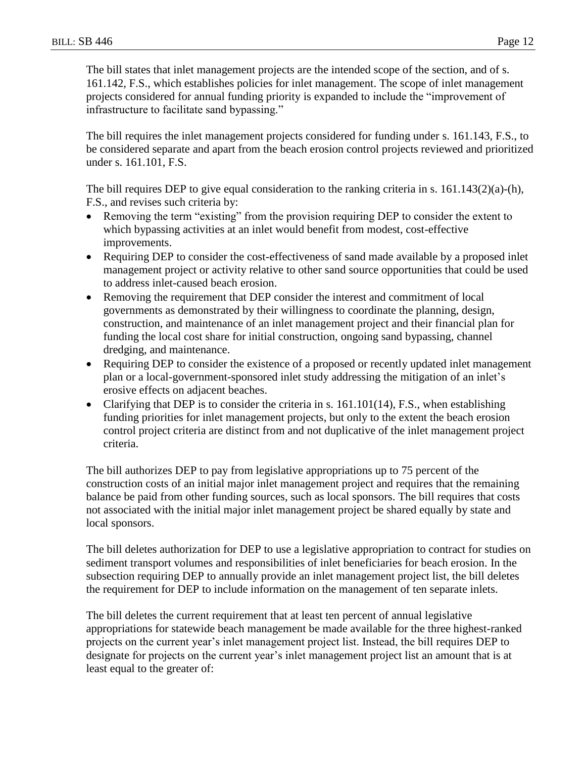The bill states that inlet management projects are the intended scope of the section, and of s. 161.142, F.S., which establishes policies for inlet management. The scope of inlet management projects considered for annual funding priority is expanded to include the "improvement of infrastructure to facilitate sand bypassing."

The bill requires the inlet management projects considered for funding under s. 161.143, F.S., to be considered separate and apart from the beach erosion control projects reviewed and prioritized under s. 161.101, F.S.

The bill requires DEP to give equal consideration to the ranking criteria in s. 161.143(2)(a)-(h), F.S., and revises such criteria by:

- Removing the term "existing" from the provision requiring DEP to consider the extent to which bypassing activities at an inlet would benefit from modest, cost-effective improvements.
- Requiring DEP to consider the cost-effectiveness of sand made available by a proposed inlet management project or activity relative to other sand source opportunities that could be used to address inlet-caused beach erosion.
- Removing the requirement that DEP consider the interest and commitment of local governments as demonstrated by their willingness to coordinate the planning, design, construction, and maintenance of an inlet management project and their financial plan for funding the local cost share for initial construction, ongoing sand bypassing, channel dredging, and maintenance.
- Requiring DEP to consider the existence of a proposed or recently updated inlet management plan or a local-government-sponsored inlet study addressing the mitigation of an inlet's erosive effects on adjacent beaches.
- Clarifying that DEP is to consider the criteria in s. 161.101(14), F.S., when establishing funding priorities for inlet management projects, but only to the extent the beach erosion control project criteria are distinct from and not duplicative of the inlet management project criteria.

The bill authorizes DEP to pay from legislative appropriations up to 75 percent of the construction costs of an initial major inlet management project and requires that the remaining balance be paid from other funding sources, such as local sponsors. The bill requires that costs not associated with the initial major inlet management project be shared equally by state and local sponsors.

The bill deletes authorization for DEP to use a legislative appropriation to contract for studies on sediment transport volumes and responsibilities of inlet beneficiaries for beach erosion. In the subsection requiring DEP to annually provide an inlet management project list, the bill deletes the requirement for DEP to include information on the management of ten separate inlets.

The bill deletes the current requirement that at least ten percent of annual legislative appropriations for statewide beach management be made available for the three highest-ranked projects on the current year's inlet management project list. Instead, the bill requires DEP to designate for projects on the current year's inlet management project list an amount that is at least equal to the greater of: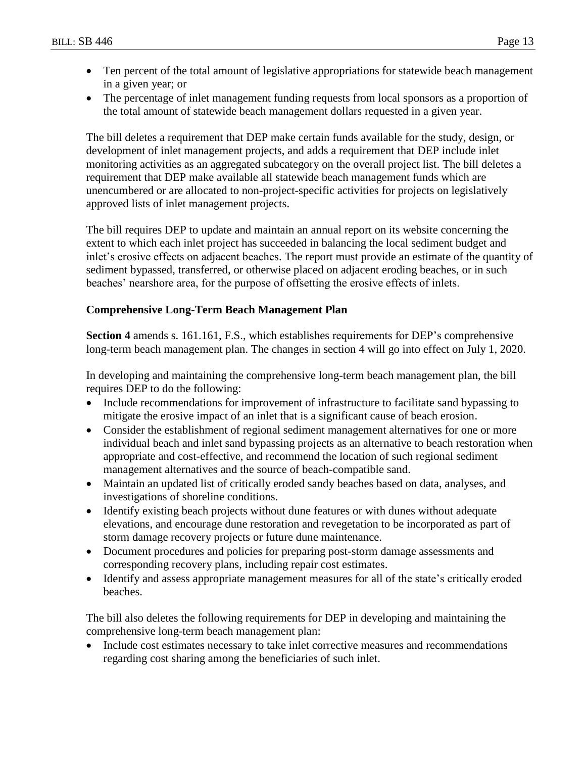- Ten percent of the total amount of legislative appropriations for statewide beach management in a given year; or
- The percentage of inlet management funding requests from local sponsors as a proportion of the total amount of statewide beach management dollars requested in a given year.

The bill deletes a requirement that DEP make certain funds available for the study, design, or development of inlet management projects, and adds a requirement that DEP include inlet monitoring activities as an aggregated subcategory on the overall project list. The bill deletes a requirement that DEP make available all statewide beach management funds which are unencumbered or are allocated to non-project-specific activities for projects on legislatively approved lists of inlet management projects.

The bill requires DEP to update and maintain an annual report on its website concerning the extent to which each inlet project has succeeded in balancing the local sediment budget and inlet's erosive effects on adjacent beaches. The report must provide an estimate of the quantity of sediment bypassed, transferred, or otherwise placed on adjacent eroding beaches, or in such beaches' nearshore area, for the purpose of offsetting the erosive effects of inlets.

**Comprehensive Long-Term Beach Management Plan**

**Section 4** amends s. 161.161, F.S., which establishes requirements for DEP's comprehensive long-term beach management plan. The changes in section 4 will go into effect on July 1, 2020.

In developing and maintaining the comprehensive long-term beach management plan, the bill requires DEP to do the following:

- Include recommendations for improvement of infrastructure to facilitate sand bypassing to mitigate the erosive impact of an inlet that is a significant cause of beach erosion.
- Consider the establishment of regional sediment management alternatives for one or more individual beach and inlet sand bypassing projects as an alternative to beach restoration when appropriate and cost-effective, and recommend the location of such regional sediment management alternatives and the source of beach-compatible sand.
- Maintain an updated list of critically eroded sandy beaches based on data, analyses, and investigations of shoreline conditions.
- Identify existing beach projects without dune features or with dunes without adequate elevations, and encourage dune restoration and revegetation to be incorporated as part of storm damage recovery projects or future dune maintenance.
- Document procedures and policies for preparing post-storm damage assessments and corresponding recovery plans, including repair cost estimates.
- Identify and assess appropriate management measures for all of the state's critically eroded beaches.

The bill also deletes the following requirements for DEP in developing and maintaining the comprehensive long-term beach management plan:

- Include cost estimates necessary to take inlet corrective measures and recommendations regarding cost sharing among the beneficiaries of such inlet.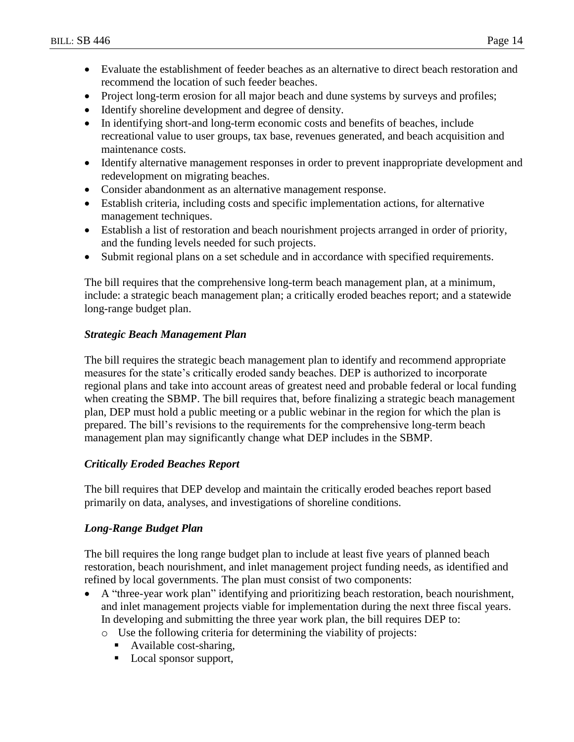- Evaluate the establishment of feeder beaches as an alternative to direct beach restoration and recommend the location of such feeder beaches.
- Project long-term erosion for all major beach and dune systems by surveys and profiles;
- Identify shoreline development and degree of density.
- In identifying short-and long-term economic costs and benefits of beaches, include recreational value to user groups, tax base, revenues generated, and beach acquisition and maintenance costs.
- Identify alternative management responses in order to prevent inappropriate development and redevelopment on migrating beaches.
- Consider abandonment as an alternative management response.
- Establish criteria, including costs and specific implementation actions, for alternative management techniques.
- Establish a list of restoration and beach nourishment projects arranged in order of priority, and the funding levels needed for such projects.
- Submit regional plans on a set schedule and in accordance with specified requirements.

The bill requires that the comprehensive long-term beach management plan, at a minimum, include: a strategic beach management plan; a critically eroded beaches report; and a statewide long-range budget plan.

***Strategic Beach Management Plan***

The bill requires the strategic beach management plan to identify and recommend appropriate measures for the state's critically eroded sandy beaches. DEP is authorized to incorporate regional plans and take into account areas of greatest need and probable federal or local funding when creating the SBMP. The bill requires that, before finalizing a strategic beach management plan, DEP must hold a public meeting or a public webinar in the region for which the plan is prepared. The bill's revisions to the requirements for the comprehensive long-term beach management plan may significantly change what DEP includes in the SBMP.

***Critically Eroded Beaches Report***

The bill requires that DEP develop and maintain the critically eroded beaches report based primarily on data, analyses, and investigations of shoreline conditions.

***Long-Range Budget Plan***

The bill requires the long range budget plan to include at least five years of planned beach restoration, beach nourishment, and inlet management project funding needs, as identified and refined by local governments. The plan must consist of two components:

- A "three-year work plan" identifying and prioritizing beach restoration, beach nourishment, and inlet management projects viable for implementation during the next three fiscal years. In developing and submitting the three year work plan, the bill requires DEP to:
  - Use the following criteria for determining the viability of projects:
    - Available cost-sharing,
    - Local sponsor support,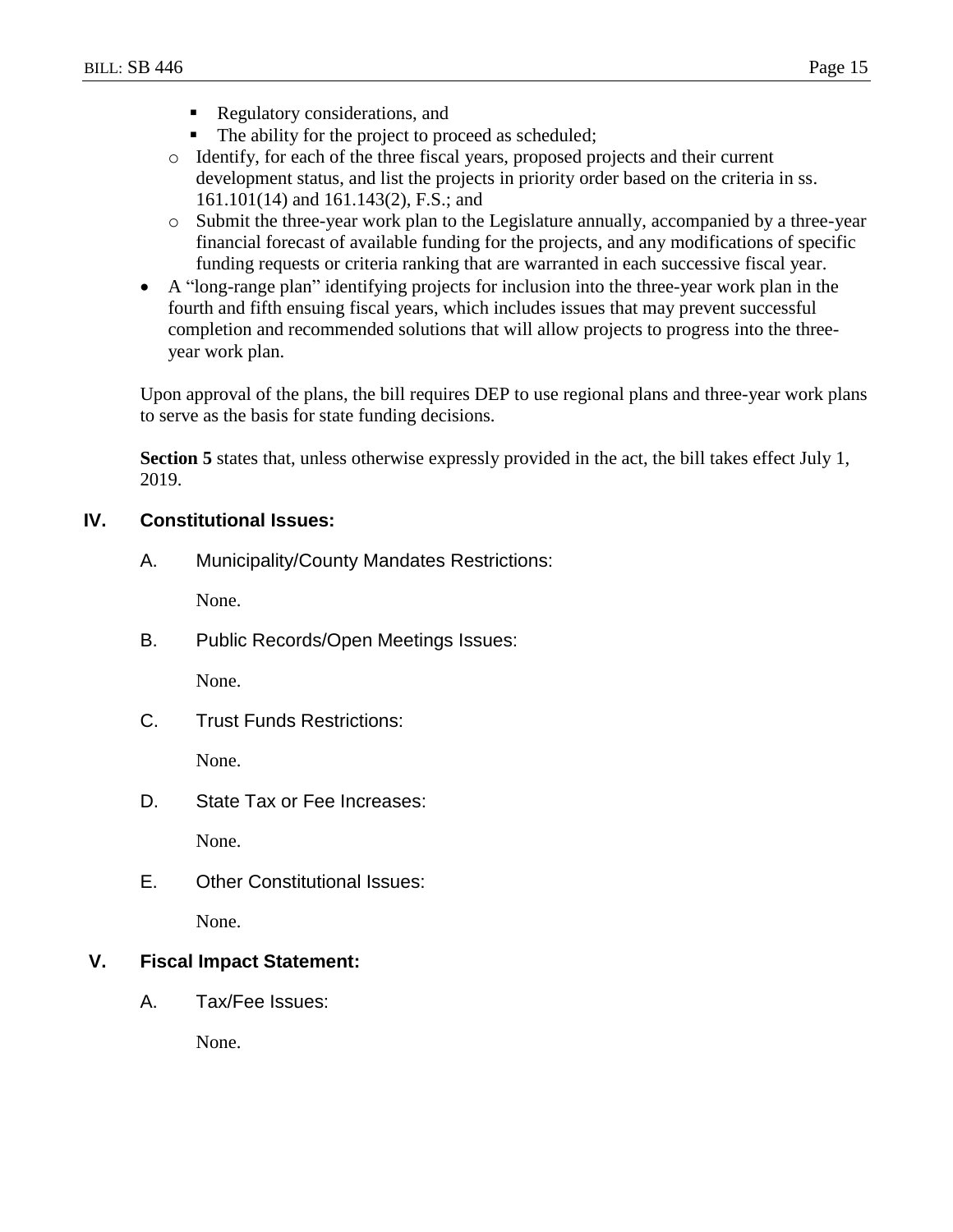- Regulatory considerations, and
        - The ability for the project to proceed as scheduled;
    - Identify, for each of the three fiscal years, proposed projects and their current development status, and list the projects in priority order based on the criteria in ss. 161.101(14) and 161.143(2), F.S.; and
    - Submit the three-year work plan to the Legislature annually, accompanied by a three-year financial forecast of available funding for the projects, and any modifications of specific funding requests or criteria ranking that are warranted in each successive fiscal year.
- A "long-range plan" identifying projects for inclusion into the three-year work plan in the fourth and fifth ensuing fiscal years, which includes issues that may prevent successful completion and recommended solutions that will allow projects to progress into the three-year work plan.

Upon approval of the plans, the bill requires DEP to use regional plans and three-year work plans to serve as the basis for state funding decisions.

**Section 5** states that, unless otherwise expressly provided in the act, the bill takes effect July 1, 2019.

## IV. Constitutional Issues:

A. Municipality/County Mandates Restrictions:

None.

B. Public Records/Open Meetings Issues:

None.

C. Trust Funds Restrictions:

None.

D. State Tax or Fee Increases:

None.

E. Other Constitutional Issues:

None.

## V. Fiscal Impact Statement:

A. Tax/Fee Issues:

None.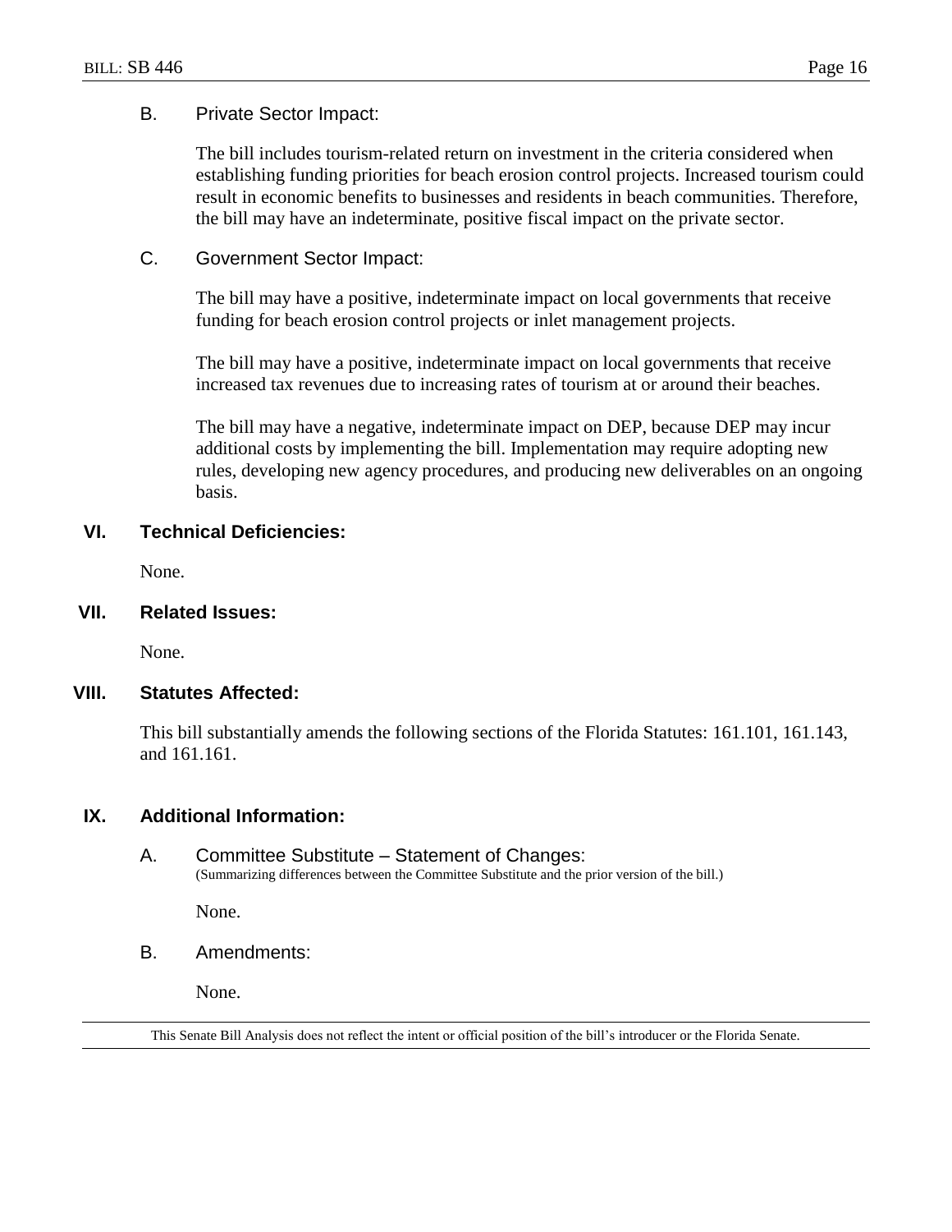### B. Private Sector Impact:

The bill includes tourism-related return on investment in the criteria considered when establishing funding priorities for beach erosion control projects. Increased tourism could result in economic benefits to businesses and residents in beach communities. Therefore, the bill may have an indeterminate, positive fiscal impact on the private sector.

### C. Government Sector Impact:

The bill may have a positive, indeterminate impact on local governments that receive funding for beach erosion control projects or inlet management projects.

The bill may have a positive, indeterminate impact on local governments that receive increased tax revenues due to increasing rates of tourism at or around their beaches.

The bill may have a negative, indeterminate impact on DEP, because DEP may incur additional costs by implementing the bill. Implementation may require adopting new rules, developing new agency procedures, and producing new deliverables on an ongoing basis.

## VI. Technical Deficiencies:

None.

## VII. Related Issues:

None.

## VIII. Statutes Affected:

This bill substantially amends the following sections of the Florida Statutes: 161.101, 161.143, and 161.161.

## IX. Additional Information:

### A. Committee Substitute – Statement of Changes:

(Summarizing differences between the Committee Substitute and the prior version of the bill.)

None.

### B. Amendments:

None.

This Senate Bill Analysis does not reflect the intent or official position of the bill's introducer or the Florida Senate.